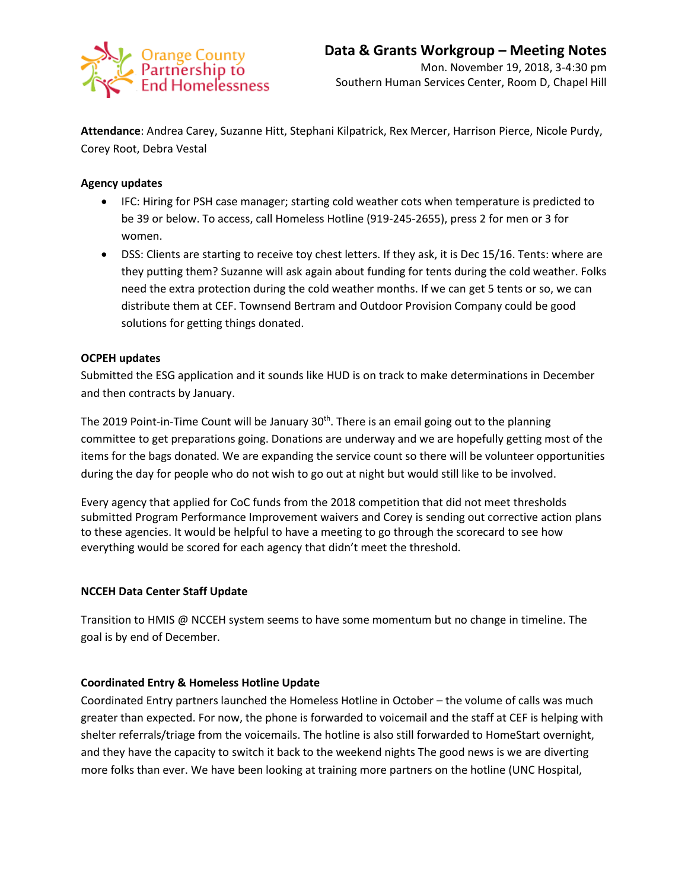Orange County Partnership to End Homelessness

# Data & Grants Workgroup – Meeting Notes

Mon. November 19, 2018, 3-4:30 pm
Southern Human Services Center, Room D, Chapel Hill

**Attendance**: Andrea Carey, Suzanne Hitt, Stephani Kilpatrick, Rex Mercer, Harrison Pierce, Nicole Purdy, Corey Root, Debra Vestal

**Agency updates**

- IFC: Hiring for PSH case manager; starting cold weather cots when temperature is predicted to be 39 or below. To access, call Homeless Hotline (919-245-2655), press 2 for men or 3 for women.
- DSS: Clients are starting to receive toy chest letters. If they ask, it is Dec 15/16. Tents: where are they putting them? Suzanne will ask again about funding for tents during the cold weather. Folks need the extra protection during the cold weather months. If we can get 5 tents or so, we can distribute them at CEF. Townsend Bertram and Outdoor Provision Company could be good solutions for getting things donated.

**OCPEH updates**

Submitted the ESG application and it sounds like HUD is on track to make determinations in December and then contracts by January.

The 2019 Point-in-Time Count will be January 30th. There is an email going out to the planning committee to get preparations going. Donations are underway and we are hopefully getting most of the items for the bags donated. We are expanding the service count so there will be volunteer opportunities during the day for people who do not wish to go out at night but would still like to be involved.

Every agency that applied for CoC funds from the 2018 competition that did not meet thresholds submitted Program Performance Improvement waivers and Corey is sending out corrective action plans to these agencies. It would be helpful to have a meeting to go through the scorecard to see how everything would be scored for each agency that didn't meet the threshold.

**NCCEH Data Center Staff Update**

Transition to HMIS @ NCCEH system seems to have some momentum but no change in timeline. The goal is by end of December.

**Coordinated Entry & Homeless Hotline Update**

Coordinated Entry partners launched the Homeless Hotline in October – the volume of calls was much greater than expected. For now, the phone is forwarded to voicemail and the staff at CEF is helping with shelter referrals/triage from the voicemails. The hotline is also still forwarded to HomeStart overnight, and they have the capacity to switch it back to the weekend nights The good news is we are diverting more folks than ever. We have been looking at training more partners on the hotline (UNC Hospital,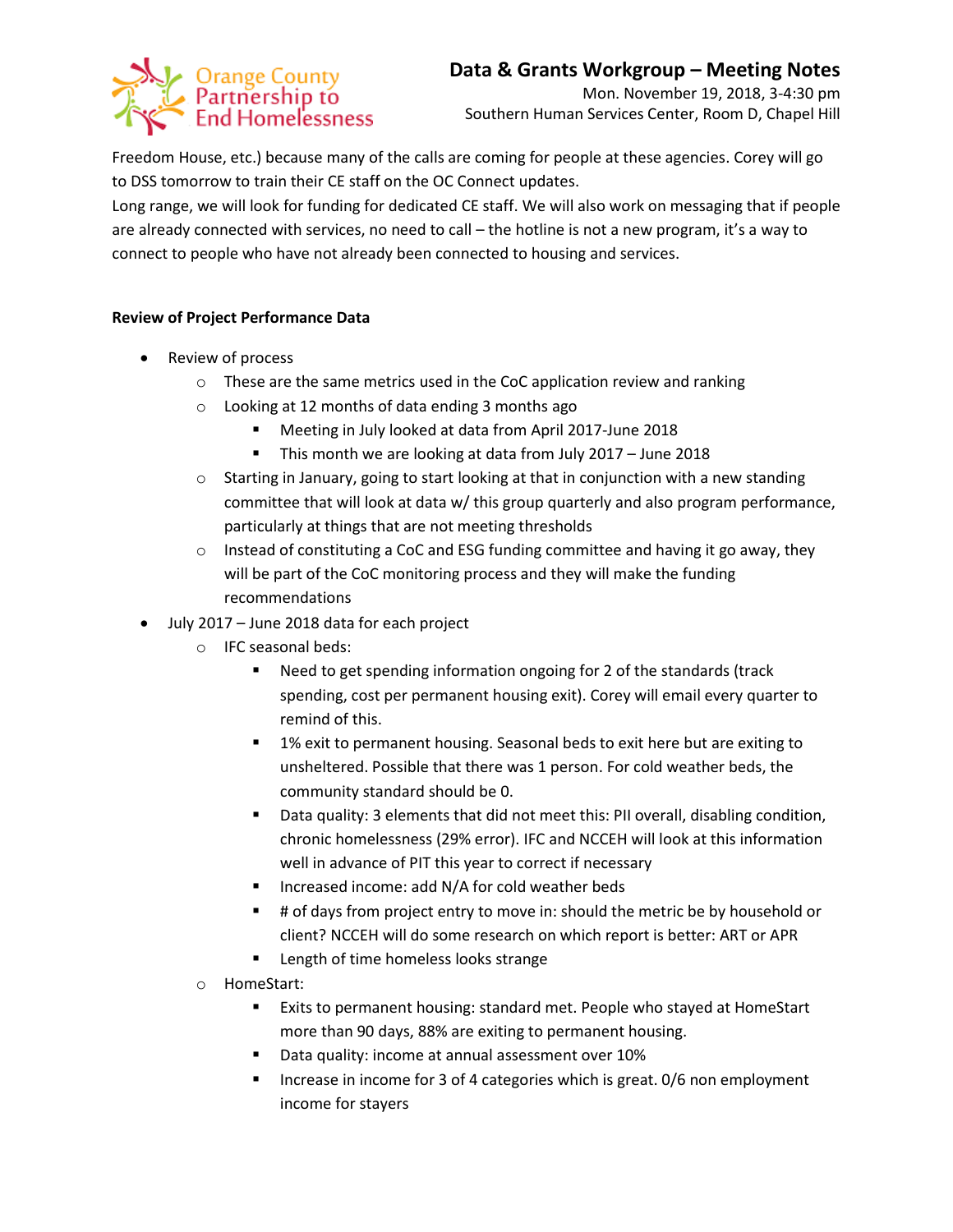Freedom House, etc.) because many of the calls are coming for people at these agencies. Corey will go to DSS tomorrow to train their CE staff on the OC Connect updates.
Long range, we will look for funding for dedicated CE staff. We will also work on messaging that if people are already connected with services, no need to call – the hotline is not a new program, it's a way to connect to people who have not already been connected to housing and services.

**Review of Project Performance Data**

- Review of process
  - These are the same metrics used in the CoC application review and ranking
  - Looking at 12 months of data ending 3 months ago
    - Meeting in July looked at data from April 2017-June 2018
    - This month we are looking at data from July 2017 – June 2018
  - Starting in January, going to start looking at that in conjunction with a new standing committee that will look at data w/ this group quarterly and also program performance, particularly at things that are not meeting thresholds
  - Instead of constituting a CoC and ESG funding committee and having it go away, they will be part of the CoC monitoring process and they will make the funding recommendations
- July 2017 – June 2018 data for each project
  - IFC seasonal beds:
    - Need to get spending information ongoing for 2 of the standards (track spending, cost per permanent housing exit). Corey will email every quarter to remind of this.
    - 1% exit to permanent housing. Seasonal beds to exit here but are exiting to unsheltered. Possible that there was 1 person. For cold weather beds, the community standard should be 0.
    - Data quality: 3 elements that did not meet this: PII overall, disabling condition, chronic homelessness (29% error). IFC and NCCEH will look at this information well in advance of PIT this year to correct if necessary
    - Increased income: add N/A for cold weather beds
    - # of days from project entry to move in: should the metric be by household or client? NCCEH will do some research on which report is better: ART or APR
    - Length of time homeless looks strange
  - HomeStart:
    - Exits to permanent housing: standard met. People who stayed at HomeStart more than 90 days, 88% are exiting to permanent housing.
    - Data quality: income at annual assessment over 10%
    - Increase in income for 3 of 4 categories which is great. 0/6 non employment income for stayers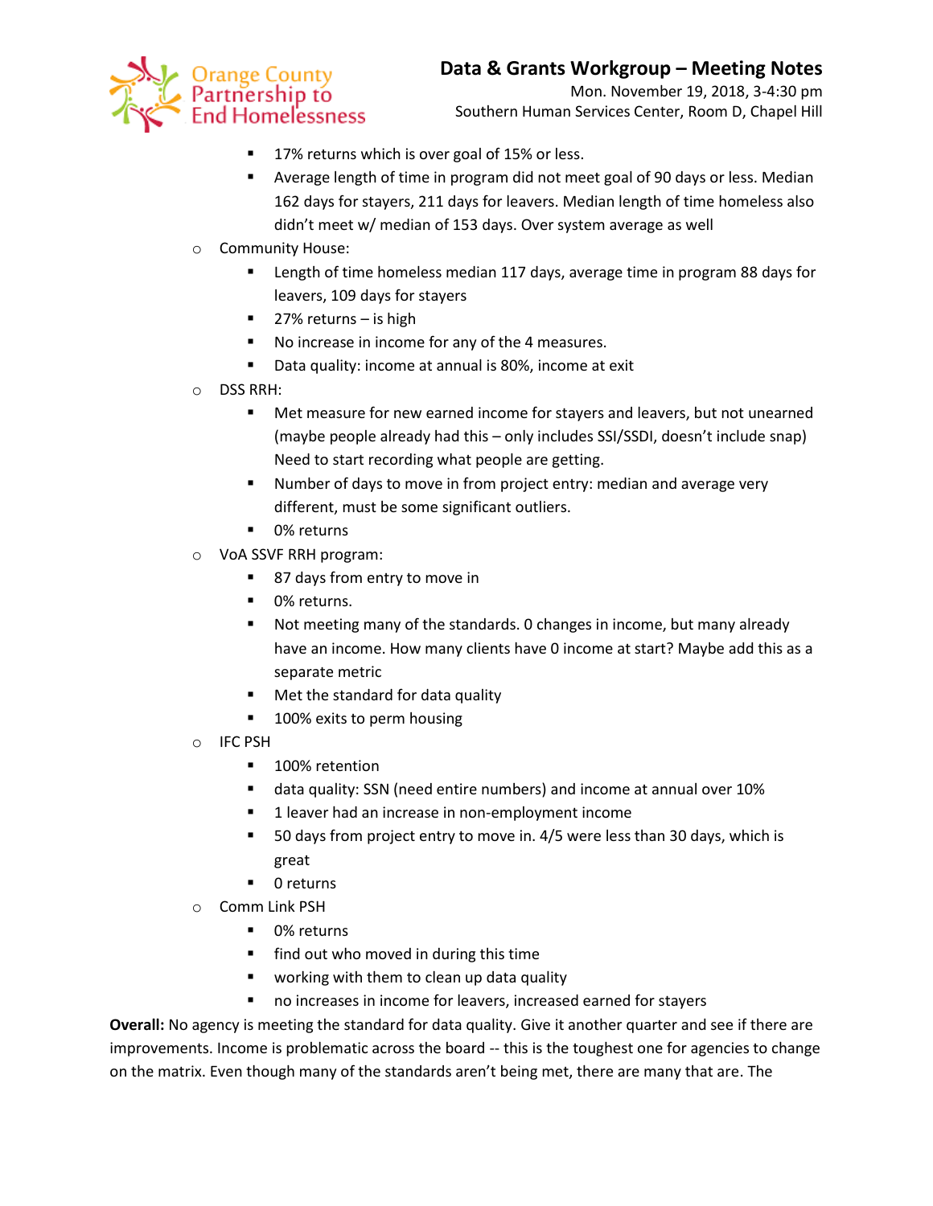- 17% returns which is over goal of 15% or less.
    - Average length of time in program did not meet goal of 90 days or less. Median 162 days for stayers, 211 days for leavers. Median length of time homeless also didn't meet w/ median of 153 days. Over system average as well
  - Community House:
    - Length of time homeless median 117 days, average time in program 88 days for leavers, 109 days for stayers
    - 27% returns – is high
    - No increase in income for any of the 4 measures.
    - Data quality: income at annual is 80%, income at exit
  - DSS RRH:
    - Met measure for new earned income for stayers and leavers, but not unearned (maybe people already had this – only includes SSI/SSDI, doesn't include snap) Need to start recording what people are getting.
    - Number of days to move in from project entry: median and average very different, must be some significant outliers.
    - 0% returns
  - VoA SSVF RRH program:
    - 87 days from entry to move in
    - 0% returns.
    - Not meeting many of the standards. 0 changes in income, but many already have an income. How many clients have 0 income at start? Maybe add this as a separate metric
    - Met the standard for data quality
    - 100% exits to perm housing
  - IFC PSH
    - 100% retention
    - data quality: SSN (need entire numbers) and income at annual over 10%
    - 1 leaver had an increase in non-employment income
    - 50 days from project entry to move in. 4/5 were less than 30 days, which is great
    - 0 returns
  - Comm Link PSH
    - 0% returns
    - find out who moved in during this time
    - working with them to clean up data quality
    - no increases in income for leavers, increased earned for stayers

**Overall:** No agency is meeting the standard for data quality. Give it another quarter and see if there are improvements. Income is problematic across the board -- this is the toughest one for agencies to change on the matrix. Even though many of the standards aren't being met, there are many that are. The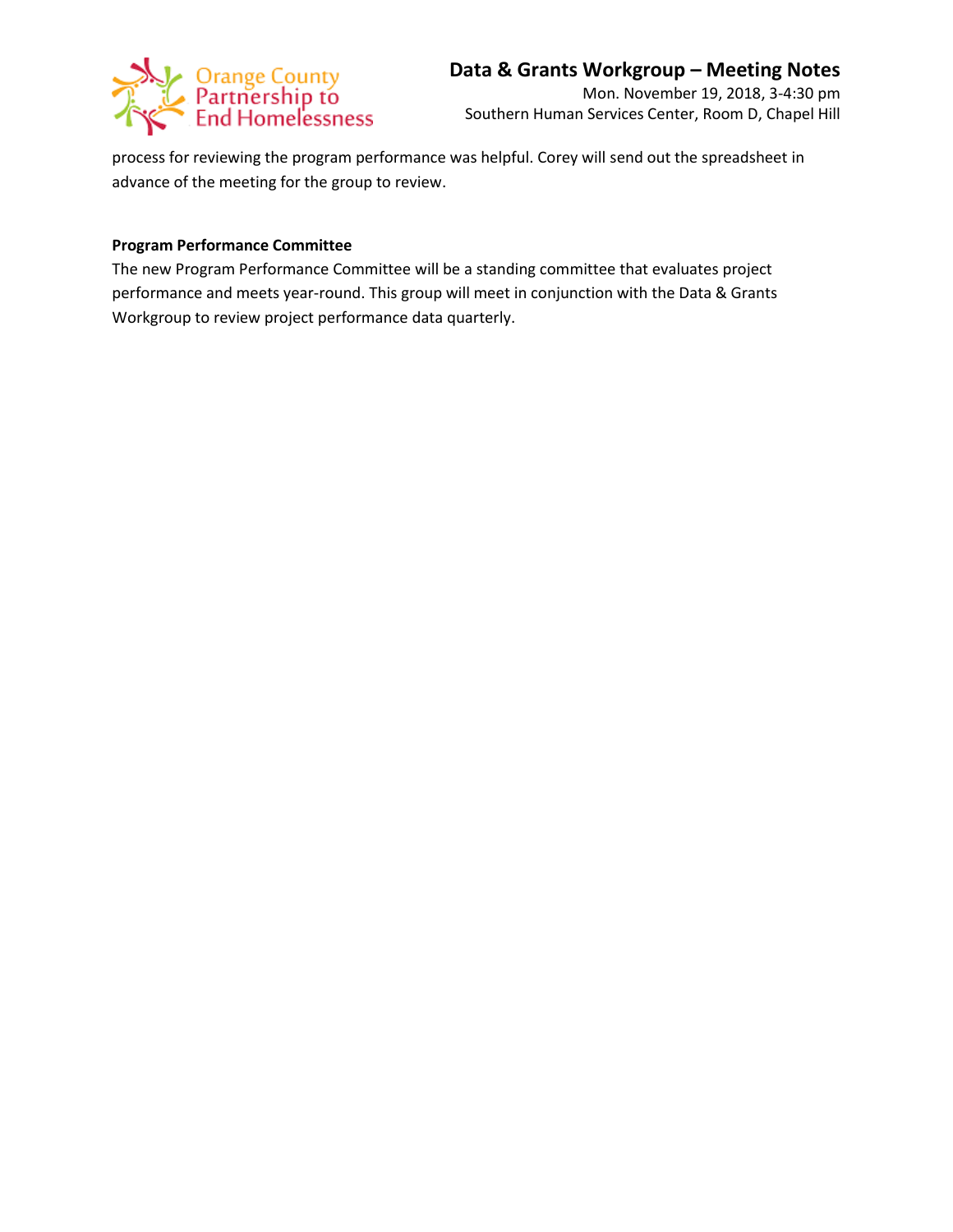process for reviewing the program performance was helpful. Corey will send out the spreadsheet in advance of the meeting for the group to review.

**Program Performance Committee**

The new Program Performance Committee will be a standing committee that evaluates project performance and meets year-round. This group will meet in conjunction with the Data & Grants Workgroup to review project performance data quarterly.